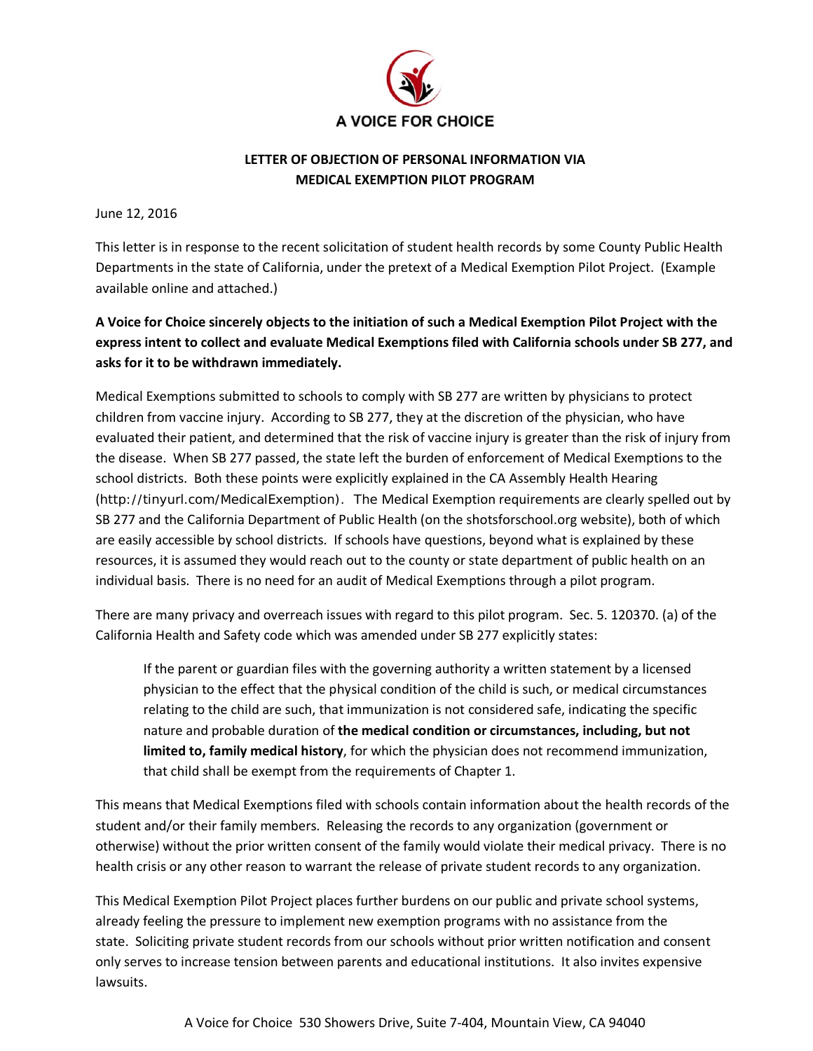A VOICE FOR CHOICE

## LETTER OF OBJECTION OF PERSONAL INFORMATION VIA MEDICAL EXEMPTION PILOT PROGRAM

June 12, 2016

This letter is in response to the recent solicitation of student health records by some County Public Health Departments in the state of California, under the pretext of a Medical Exemption Pilot Project. (Example available online and attached.)

**A Voice for Choice sincerely objects to the initiation of such a Medical Exemption Pilot Project with the express intent to collect and evaluate Medical Exemptions filed with California schools under SB 277, and asks for it to be withdrawn immediately.**

Medical Exemptions submitted to schools to comply with SB 277 are written by physicians to protect children from vaccine injury. According to SB 277, they at the discretion of the physician, who have evaluated their patient, and determined that the risk of vaccine injury is greater than the risk of injury from the disease. When SB 277 passed, the state left the burden of enforcement of Medical Exemptions to the school districts. Both these points were explicitly explained in the CA Assembly Health Hearing (http://tinyurl.com/MedicalExemption). The Medical Exemption requirements are clearly spelled out by SB 277 and the California Department of Public Health (on the shotsforschool.org website), both of which are easily accessible by school districts. If schools have questions, beyond what is explained by these resources, it is assumed they would reach out to the county or state department of public health on an individual basis. There is no need for an audit of Medical Exemptions through a pilot program.

There are many privacy and overreach issues with regard to this pilot program. Sec. 5. 120370. (a) of the California Health and Safety code which was amended under SB 277 explicitly states:

> If the parent or guardian files with the governing authority a written statement by a licensed physician to the effect that the physical condition of the child is such, or medical circumstances relating to the child are such, that immunization is not considered safe, indicating the specific nature and probable duration of **the medical condition or circumstances, including, but not limited to, family medical history**, for which the physician does not recommend immunization, that child shall be exempt from the requirements of Chapter 1.

This means that Medical Exemptions filed with schools contain information about the health records of the student and/or their family members. Releasing the records to any organization (government or otherwise) without the prior written consent of the family would violate their medical privacy. There is no health crisis or any other reason to warrant the release of private student records to any organization.

This Medical Exemption Pilot Project places further burdens on our public and private school systems, already feeling the pressure to implement new exemption programs with no assistance from the state. Soliciting private student records from our schools without prior written notification and consent only serves to increase tension between parents and educational institutions. It also invites expensive lawsuits.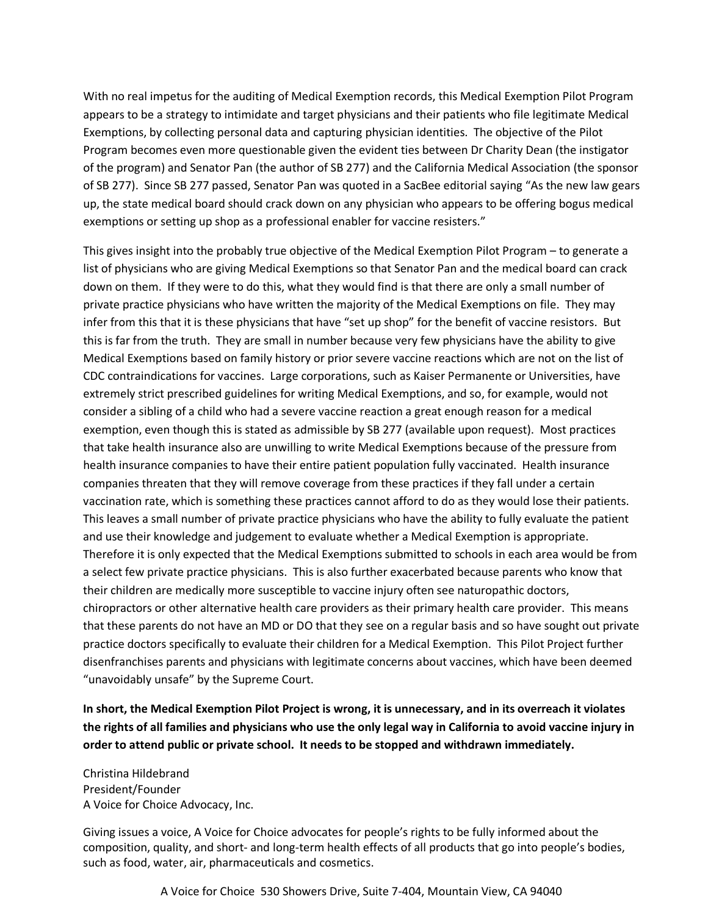With no real impetus for the auditing of Medical Exemption records, this Medical Exemption Pilot Program appears to be a strategy to intimidate and target physicians and their patients who file legitimate Medical Exemptions, by collecting personal data and capturing physician identities. The objective of the Pilot Program becomes even more questionable given the evident ties between Dr Charity Dean (the instigator of the program) and Senator Pan (the author of SB 277) and the California Medical Association (the sponsor of SB 277). Since SB 277 passed, Senator Pan was quoted in a SacBee editorial saying "As the new law gears up, the state medical board should crack down on any physician who appears to be offering bogus medical exemptions or setting up shop as a professional enabler for vaccine resisters."

This gives insight into the probably true objective of the Medical Exemption Pilot Program – to generate a list of physicians who are giving Medical Exemptions so that Senator Pan and the medical board can crack down on them. If they were to do this, what they would find is that there are only a small number of private practice physicians who have written the majority of the Medical Exemptions on file. They may infer from this that it is these physicians that have "set up shop" for the benefit of vaccine resistors. But this is far from the truth. They are small in number because very few physicians have the ability to give Medical Exemptions based on family history or prior severe vaccine reactions which are not on the list of CDC contraindications for vaccines. Large corporations, such as Kaiser Permanente or Universities, have extremely strict prescribed guidelines for writing Medical Exemptions, and so, for example, would not consider a sibling of a child who had a severe vaccine reaction a great enough reason for a medical exemption, even though this is stated as admissible by SB 277 (available upon request). Most practices that take health insurance also are unwilling to write Medical Exemptions because of the pressure from health insurance companies to have their entire patient population fully vaccinated. Health insurance companies threaten that they will remove coverage from these practices if they fall under a certain vaccination rate, which is something these practices cannot afford to do as they would lose their patients. This leaves a small number of private practice physicians who have the ability to fully evaluate the patient and use their knowledge and judgement to evaluate whether a Medical Exemption is appropriate. Therefore it is only expected that the Medical Exemptions submitted to schools in each area would be from a select few private practice physicians. This is also further exacerbated because parents who know that their children are medically more susceptible to vaccine injury often see naturopathic doctors, chiropractors or other alternative health care providers as their primary health care provider. This means that these parents do not have an MD or DO that they see on a regular basis and so have sought out private practice doctors specifically to evaluate their children for a Medical Exemption. This Pilot Project further disenfranchises parents and physicians with legitimate concerns about vaccines, which have been deemed "unavoidably unsafe" by the Supreme Court.

**In short, the Medical Exemption Pilot Project is wrong, it is unnecessary, and in its overreach it violates the rights of all families and physicians who use the only legal way in California to avoid vaccine injury in order to attend public or private school. It needs to be stopped and withdrawn immediately.**

Christina Hildebrand
President/Founder
A Voice for Choice Advocacy, Inc.

Giving issues a voice, A Voice for Choice advocates for people's rights to be fully informed about the composition, quality, and short- and long-term health effects of all products that go into people's bodies, such as food, water, air, pharmaceuticals and cosmetics.

A Voice for Choice 530 Showers Drive, Suite 7-404, Mountain View, CA 94040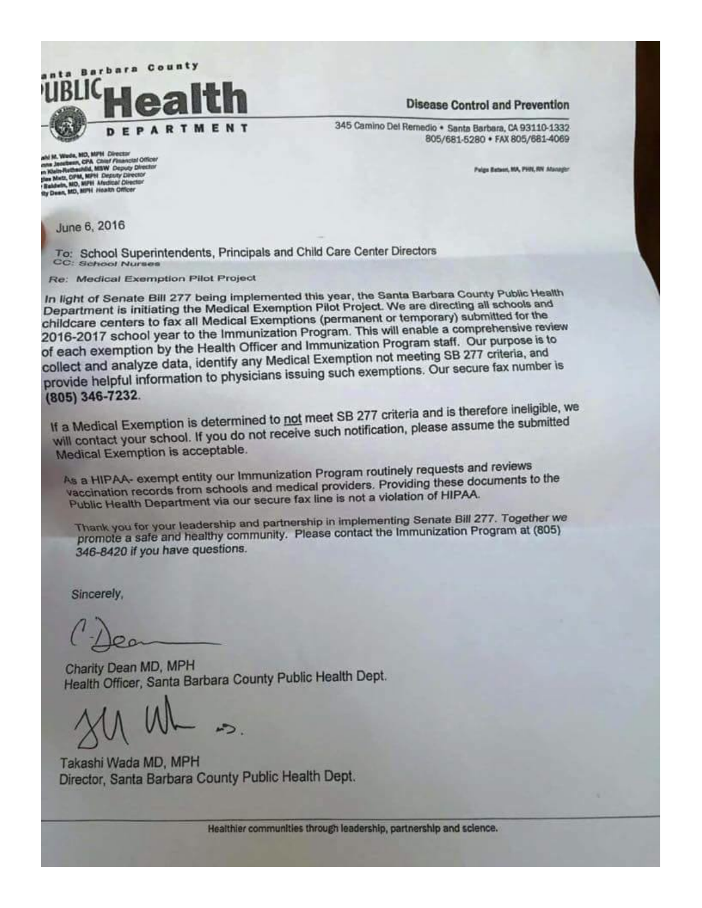# Santa Barbara County Public Health Department

**Disease Control and Prevention**

345 Camino Del Remedio • Santa Barbara, CA 93110-1332
805/681-5280 • FAX 805/681-4069

Takashi M. Wada, MD, MPH Director
Suzanne Jacobson, CPA Chief Financial Officer
Dan Klein-Rothschild, MSW Deputy Director
Wes Mats, DPM, MPH Deputy Director
Paul Baldwin, MD, MPH Medical Director
Charity Dean, MD, MPH Health Officer

Paige Batson, MA, PHN, RN Manager

June 6, 2016

To: School Superintendents, Principals and Child Care Center Directors
CC: School Nurses

Re: Medical Exemption Pilot Project

In light of Senate Bill 277 being implemented this year, the Santa Barbara County Public Health Department is initiating the Medical Exemption Pilot Project. We are directing all schools and childcare centers to fax all Medical Exemptions (permanent or temporary) submitted for the 2016-2017 school year to the Immunization Program. This will enable a comprehensive review of each exemption by the Health Officer and Immunization Program staff. Our purpose is to collect and analyze data, identify any Medical Exemption not meeting SB 277 criteria, and provide helpful information to physicians issuing such exemptions. Our secure fax number is **(805) 346-7232**.

If a Medical Exemption is determined to not meet SB 277 criteria and is therefore ineligible, we will contact your school. If you do not receive such notification, please assume the submitted Medical Exemption is acceptable.

As a HIPAA- exempt entity our Immunization Program routinely requests and reviews vaccination records from schools and medical providers. Providing these documents to the Public Health Department via our secure fax line is not a violation of HIPAA.

Thank you for your leadership and partnership in implementing Senate Bill 277. Together we promote a safe and healthy community. Please contact the Immunization Program at (805) 346-8420 if you have questions.

Sincerely,

Charity Dean MD, MPH
Health Officer, Santa Barbara County Public Health Dept.

Takashi Wada MD, MPH
Director, Santa Barbara County Public Health Dept.

Healthier communities through leadership, partnership and science.